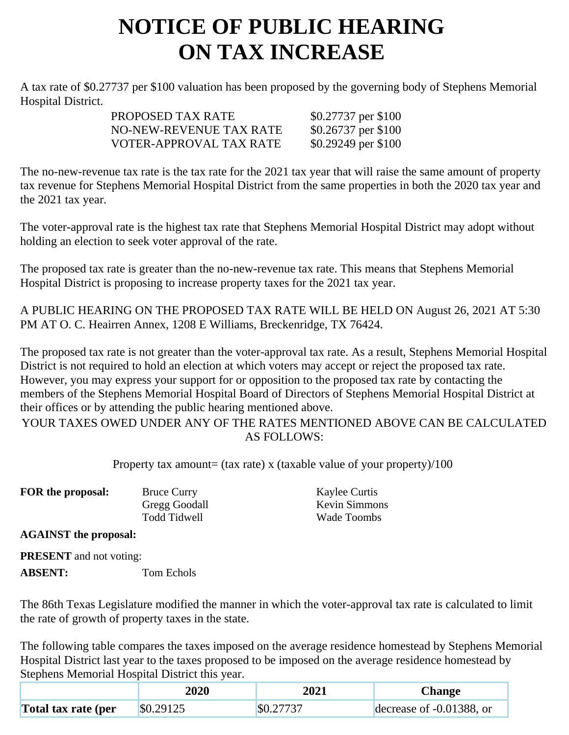# NOTICE OF PUBLIC HEARING ON TAX INCREASE

A tax rate of $0.27737 per $100 valuation has been proposed by the governing body of Stephens Memorial Hospital District.

| | |
|---|---|
| PROPOSED TAX RATE | $0.27737 per $100 |
| NO-NEW-REVENUE TAX RATE | $0.26737 per $100 |
| VOTER-APPROVAL TAX RATE | $0.29249 per $100 |

The no-new-revenue tax rate is the tax rate for the 2021 tax year that will raise the same amount of property tax revenue for Stephens Memorial Hospital District from the same properties in both the 2020 tax year and the 2021 tax year.

The voter-approval rate is the highest tax rate that Stephens Memorial Hospital District may adopt without holding an election to seek voter approval of the rate.

The proposed tax rate is greater than the no-new-revenue tax rate. This means that Stephens Memorial Hospital District is proposing to increase property taxes for the 2021 tax year.

A PUBLIC HEARING ON THE PROPOSED TAX RATE WILL BE HELD ON August 26, 2021 AT 5:30 PM AT O. C. Heairren Annex, 1208 E Williams, Breckenridge, TX 76424.

The proposed tax rate is not greater than the voter-approval tax rate. As a result, Stephens Memorial Hospital District is not required to hold an election at which voters may accept or reject the proposed tax rate. However, you may express your support for or opposition to the proposed tax rate by contacting the members of the Stephens Memorial Hospital Board of Directors of Stephens Memorial Hospital District at their offices or by attending the public hearing mentioned above.

YOUR TAXES OWED UNDER ANY OF THE RATES MENTIONED ABOVE CAN BE CALCULATED AS FOLLOWS:

Property tax amount= (tax rate) x (taxable value of your property)/100

**FOR the proposal:** Bruce Curry, Gregg Goodall, Todd Tidwell, Kaylee Curtis, Kevin Simmons, Wade Toombs

**AGAINST the proposal:**

**PRESENT** and not voting:

**ABSENT:** Tom Echols

The 86th Texas Legislature modified the manner in which the voter-approval tax rate is calculated to limit the rate of growth of property taxes in the state.

The following table compares the taxes imposed on the average residence homestead by Stephens Memorial Hospital District last year to the taxes proposed to be imposed on the average residence homestead by Stephens Memorial Hospital District this year.

| | 2020 | 2021 | Change |
|---|---|---|---|
| **Total tax rate (per** | $0.29125 | $0.27737 | decrease of -0.01388, or |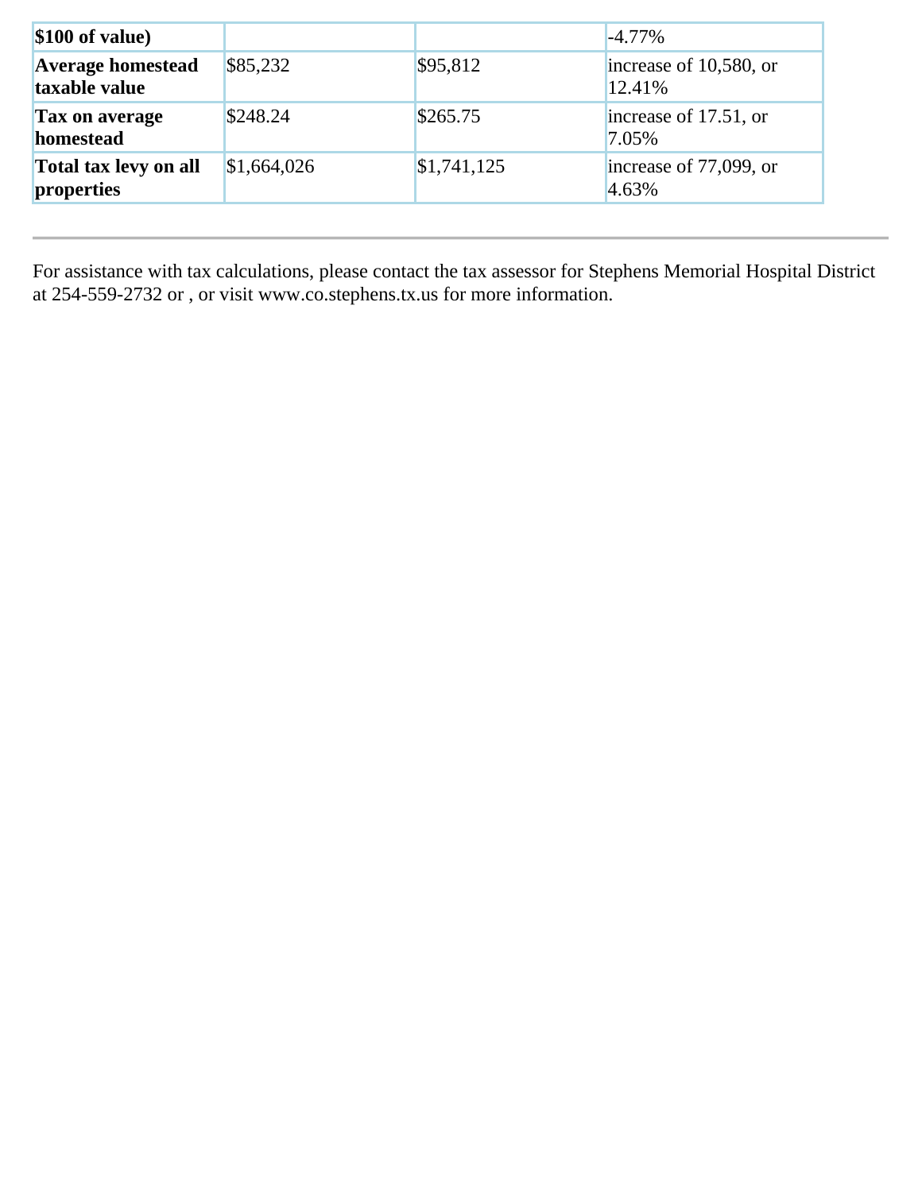| | | | |
|---|---|---|---|
| **$100 of value)** | | | -4.77% |
| **Average homestead taxable value** | $85,232 | $95,812 | increase of 10,580, or 12.41% |
| **Tax on average homestead** | $248.24 | $265.75 | increase of 17.51, or 7.05% |
| **Total tax levy on all properties** | $1,664,026 | $1,741,125 | increase of 77,099, or 4.63% |

---

For assistance with tax calculations, please contact the tax assessor for Stephens Memorial Hospital District at 254-559-2732 or , or visit www.co.stephens.tx.us for more information.